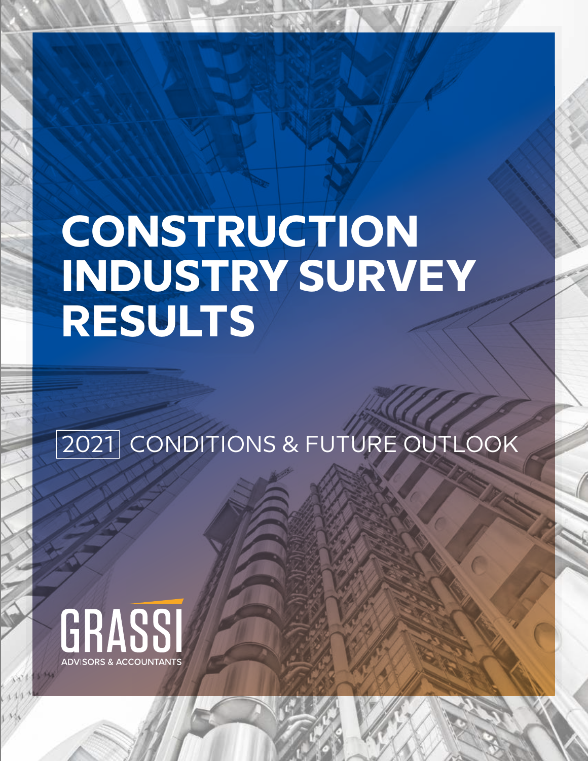# CONSTRUCTION INDUSTRY SURVEY RESULTS

2021 CONDITIONS & FUTURE OUTLOOK

GRASSI

ADVISORS & ACCOUNTANTS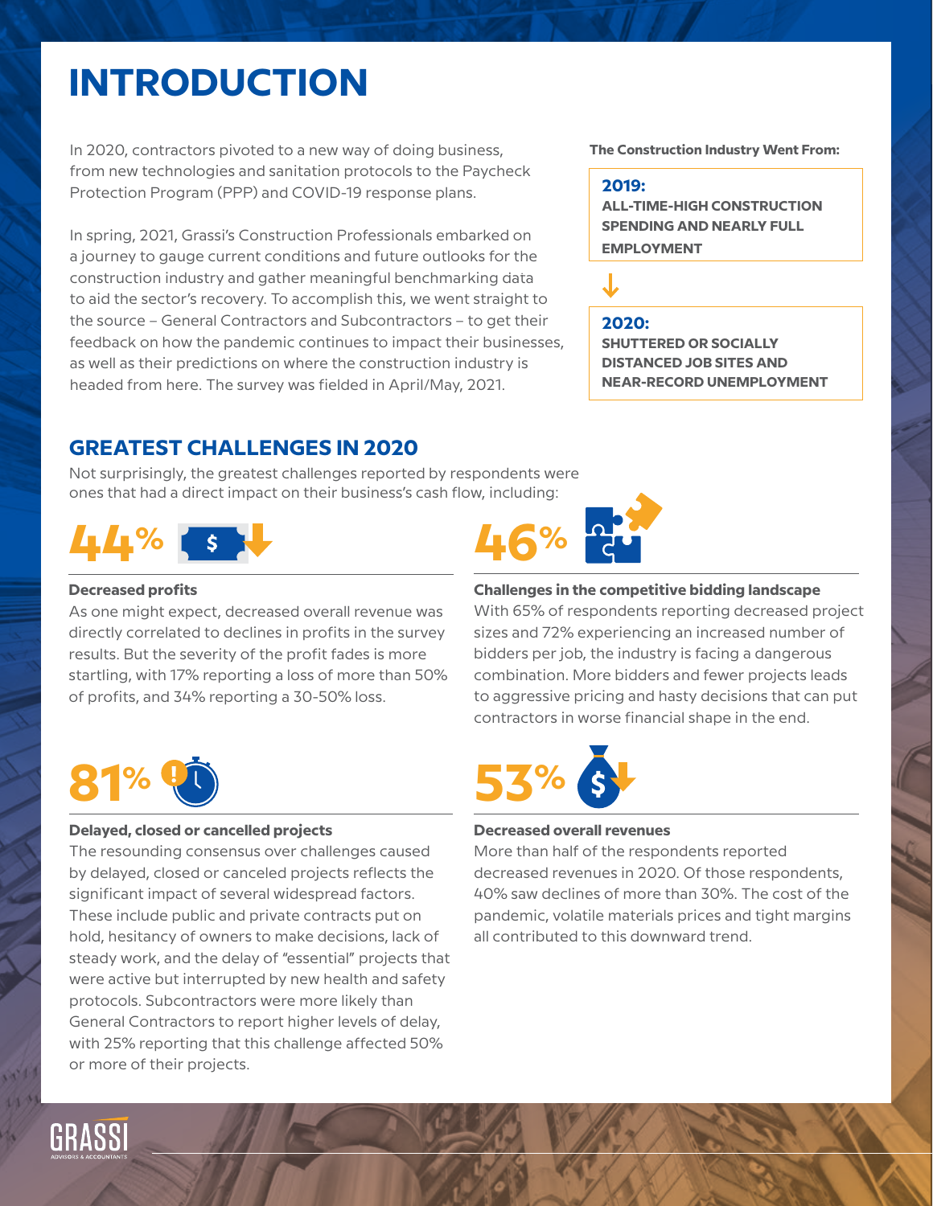# INTRODUCTION

In 2020, contractors pivoted to a new way of doing business, from new technologies and sanitation protocols to the Paycheck Protection Program (PPP) and COVID-19 response plans.

In spring, 2021, Grassi's Construction Professionals embarked on a journey to gauge current conditions and future outlooks for the construction industry and gather meaningful benchmarking data to aid the sector's recovery. To accomplish this, we went straight to the source – General Contractors and Subcontractors – to get their feedback on how the pandemic continues to impact their businesses, as well as their predictions on where the construction industry is headed from here. The survey was fielded in April/May, 2021.

**The Construction Industry Went From:**

**2019:**
**ALL-TIME-HIGH CONSTRUCTION SPENDING AND NEARLY FULL EMPLOYMENT**

↓

**2020:**
**SHUTTERED OR SOCIALLY DISTANCED JOB SITES AND NEAR-RECORD UNEMPLOYMENT**

## GREATEST CHALLENGES IN 2020

Not surprisingly, the greatest challenges reported by respondents were ones that had a direct impact on their business's cash flow, including:

**44%**

**Decreased profits**
As one might expect, decreased overall revenue was directly correlated to declines in profits in the survey results. But the severity of the profit fades is more startling, with 17% reporting a loss of more than 50% of profits, and 34% reporting a 30-50% loss.

**46%**

**Challenges in the competitive bidding landscape**
With 65% of respondents reporting decreased project sizes and 72% experiencing an increased number of bidders per job, the industry is facing a dangerous combination. More bidders and fewer projects leads to aggressive pricing and hasty decisions that can put contractors in worse financial shape in the end.

**81%**

**Delayed, closed or cancelled projects**
The resounding consensus over challenges caused by delayed, closed or canceled projects reflects the significant impact of several widespread factors. These include public and private contracts put on hold, hesitancy of owners to make decisions, lack of steady work, and the delay of "essential" projects that were active but interrupted by new health and safety protocols. Subcontractors were more likely than General Contractors to report higher levels of delay, with 25% reporting that this challenge affected 50% or more of their projects.

**53%**

**Decreased overall revenues**
More than half of the respondents reported decreased revenues in 2020. Of those respondents, 40% saw declines of more than 30%. The cost of the pandemic, volatile materials prices and tight margins all contributed to this downward trend.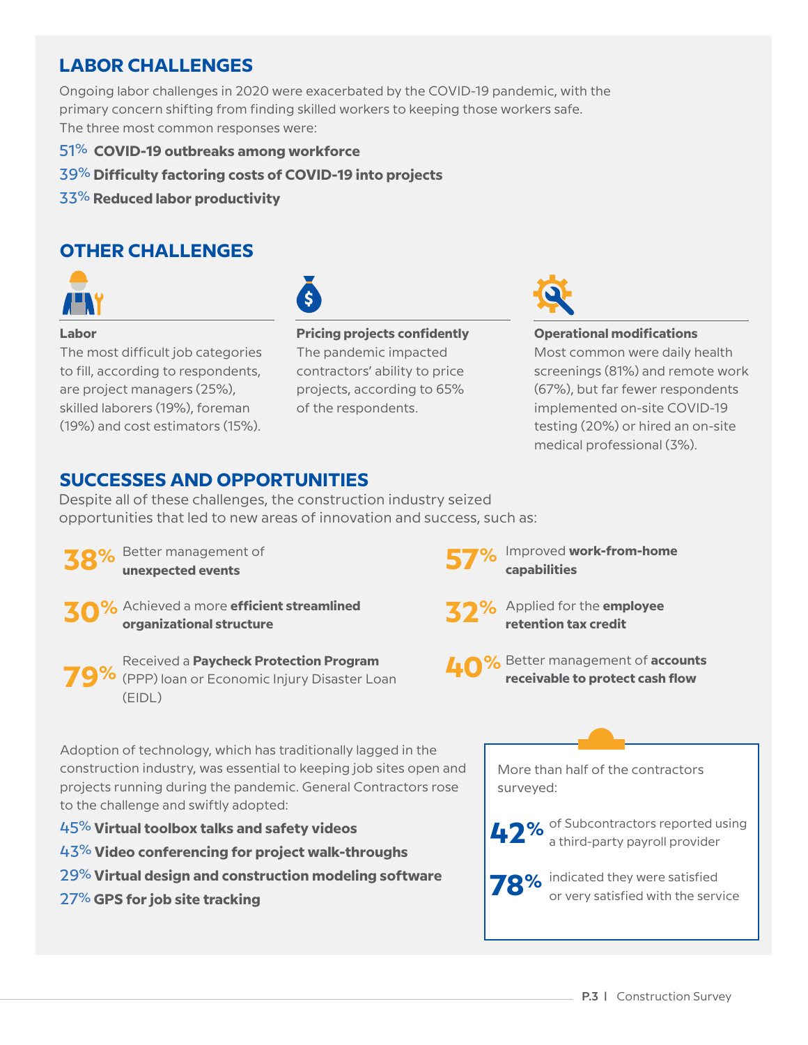## LABOR CHALLENGES

Ongoing labor challenges in 2020 were exacerbated by the COVID-19 pandemic, with the primary concern shifting from finding skilled workers to keeping those workers safe. The three most common responses were:

- 51% **COVID-19 outbreaks among workforce**
- 39% **Difficulty factoring costs of COVID-19 into projects**
- 33% **Reduced labor productivity**

## OTHER CHALLENGES

**Labor**
The most difficult job categories to fill, according to respondents, are project managers (25%), skilled laborers (19%), foreman (19%) and cost estimators (15%).

**Pricing projects confidently**
The pandemic impacted contractors' ability to price projects, according to 65% of the respondents.

**Operational modifications**
Most common were daily health screenings (81%) and remote work (67%), but far fewer respondents implemented on-site COVID-19 testing (20%) or hired an on-site medical professional (3%).

## SUCCESSES AND OPPORTUNITIES

Despite all of these challenges, the construction industry seized opportunities that led to new areas of innovation and success, such as:

- **38%** Better management of **unexpected events**
- **30%** Achieved a more **efficient streamlined organizational structure**
- **79%** Received a **Paycheck Protection Program** (PPP) loan or Economic Injury Disaster Loan (EIDL)
- **57%** Improved **work-from-home capabilities**
- **32%** Applied for the **employee retention tax credit**
- **40%** Better management of **accounts receivable to protect cash flow**

Adoption of technology, which has traditionally lagged in the construction industry, was essential to keeping job sites open and projects running during the pandemic. General Contractors rose to the challenge and swiftly adopted:

- 45% **Virtual toolbox talks and safety videos**
- 43% **Video conferencing for project walk-throughs**
- 29% **Virtual design and construction modeling software**
- 27% **GPS for job site tracking**

More than half of the contractors surveyed:

- **42%** of Subcontractors reported using a third-party payroll provider
- **78%** indicated they were satisfied or very satisfied with the service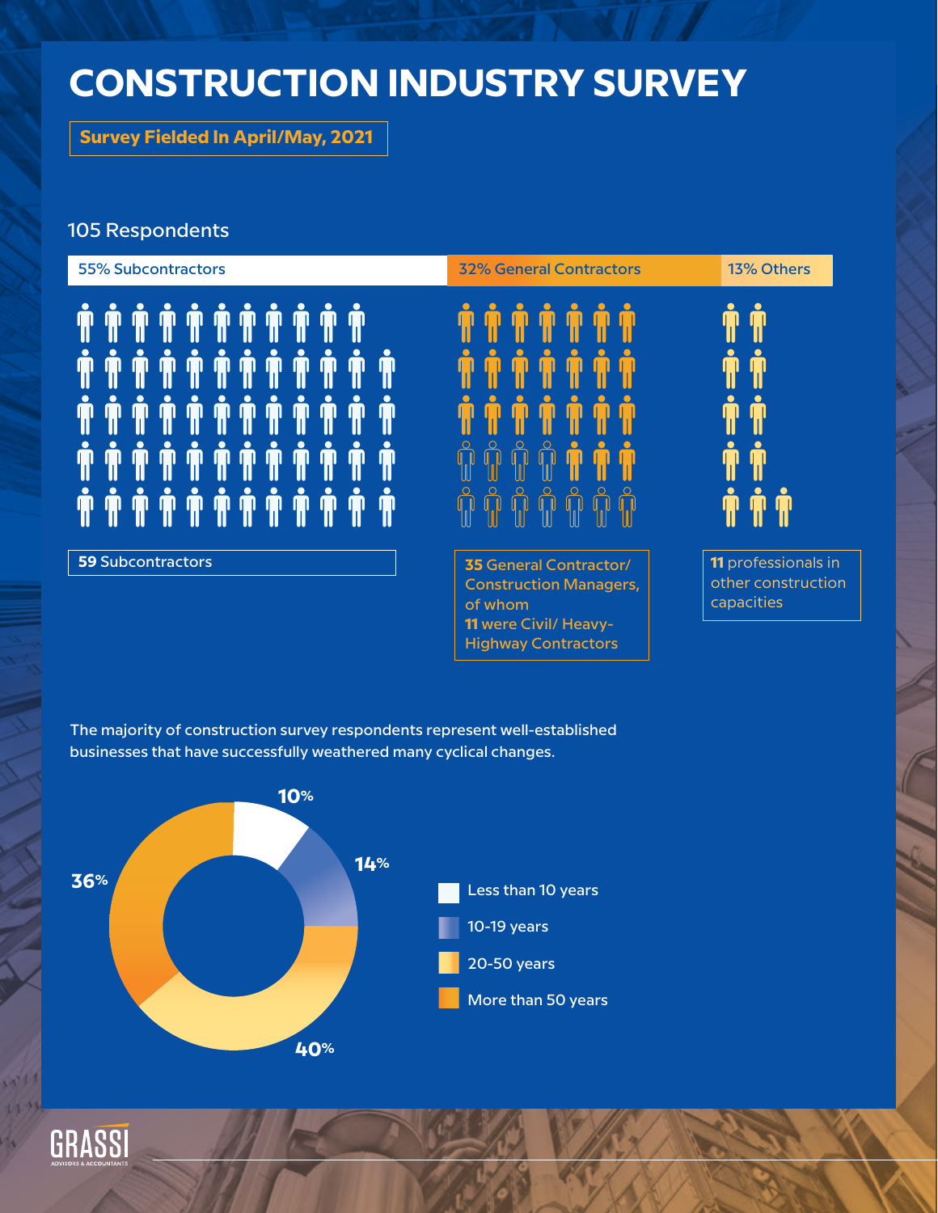# CONSTRUCTION INDUSTRY SURVEY

**Survey Fielded In April/May, 2021**

105 Respondents

| 55% Subcontractors | 32% General Contractors | 13% Others |
|---|---|---|
| **59** Subcontractors | **35** General Contractor/ Construction Managers, of whom **11** were Civil/ Heavy-Highway Contractors | **11** professionals in other construction capacities |

The majority of construction survey respondents represent well-established businesses that have successfully weathered many cyclical changes.

| Years in business | Percentage |
|---|---|
| Less than 10 years | 10% |
| 10-19 years | 14% |
| 20-50 years | 40% |
| More than 50 years | 36% |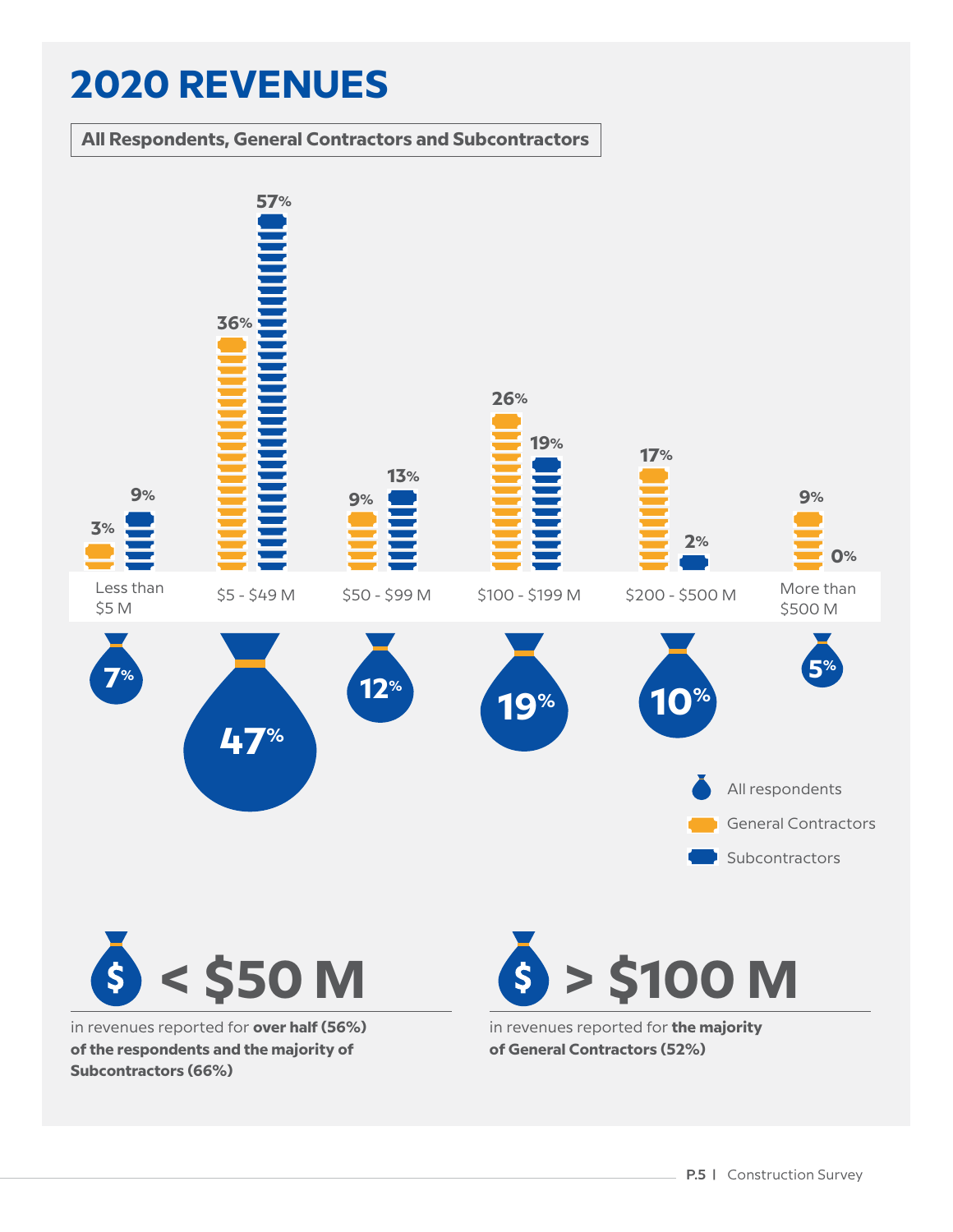# 2020 REVENUES

**All Respondents, General Contractors and Subcontractors**

| Revenue | All respondents | General Contractors | Subcontractors |
| --- | --- | --- | --- |
| Less than $5 M | 7% | 3% | 9% |
| $5 - $49 M | 47% | 36% | 57% |
| $50 - $99 M | 12% | 9% | 13% |
| $100 - $199 M | 19% | 26% | 19% |
| $200 - $500 M | 10% | 17% | 2% |
| More than $500 M | 5% | 9% | 0% |

## < $50 M

in revenues reported for **over half (56%) of the respondents and the majority of Subcontractors (66%)**

## > $100 M

in revenues reported for **the majority of General Contractors (52%)**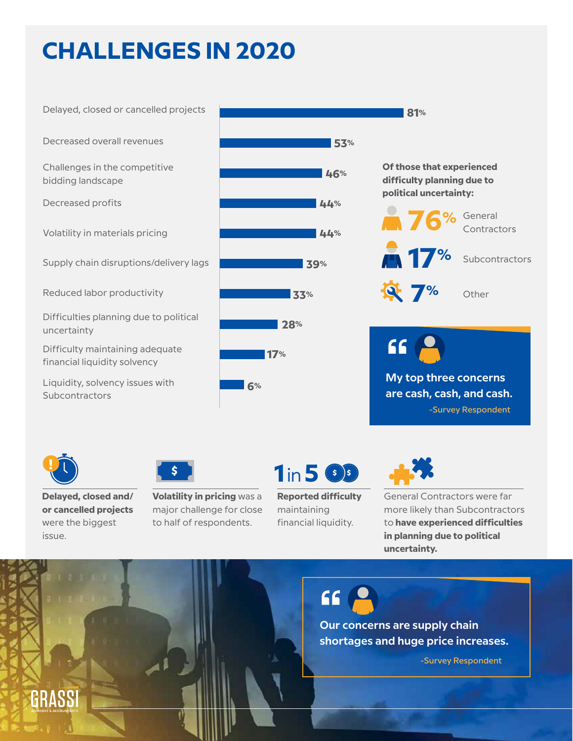# CHALLENGES IN 2020

| Challenge | Percentage |
|---|---|
| Delayed, closed or cancelled projects | 81% |
| Decreased overall revenues | 53% |
| Challenges in the competitive bidding landscape | 46% |
| Decreased profits | 44% |
| Volatility in materials pricing | 44% |
| Supply chain disruptions/delivery lags | 39% |
| Reduced labor productivity | 33% |
| Difficulties planning due to political uncertainty | 28% |
| Difficulty maintaining adequate financial liquidity solvency | 17% |
| Liquidity, solvency issues with Subcontractors | 6% |

**Of those that experienced difficulty planning due to political uncertainty:**

- **76%** General Contractors
- **17%** Subcontractors
- **7%** Other

> My top three concerns are cash, cash, and cash.
>
> -Survey Respondent

**Delayed, closed and/or cancelled projects** were the biggest issue.

**Volatility in pricing** was a major challenge for close to half of respondents.

**1 in 5** **Reported difficulty** maintaining financial liquidity.

General Contractors were far more likely than Subcontractors to **have experienced difficulties in planning due to political uncertainty.**

> Our concerns are supply chain shortages and huge price increases.
>
> -Survey Respondent

GRASSI ADVISORS & ACCOUNTANTS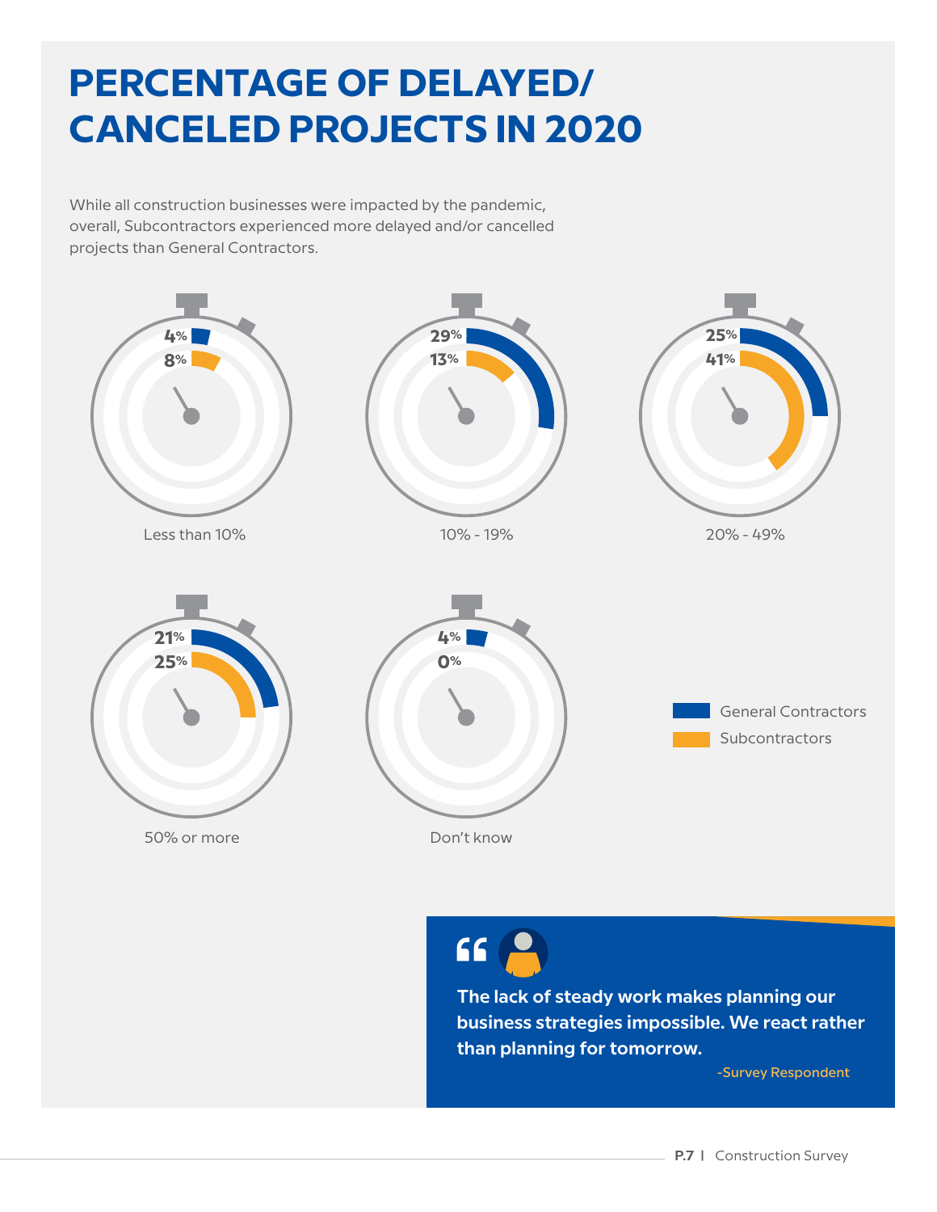# PERCENTAGE OF DELAYED/ CANCELED PROJECTS IN 2020

While all construction businesses were impacted by the pandemic, overall, Subcontractors experienced more delayed and/or cancelled projects than General Contractors.

| | General Contractors | Subcontractors |
|---|---|---|
| Less than 10% | 4% | 8% |
| 10% - 19% | 29% | 13% |
| 20% - 49% | 25% | 41% |
| 50% or more | 21% | 25% |
| Don't know | 4% | 0% |

> **The lack of steady work makes planning our business strategies impossible. We react rather than planning for tomorrow.**
>
> -Survey Respondent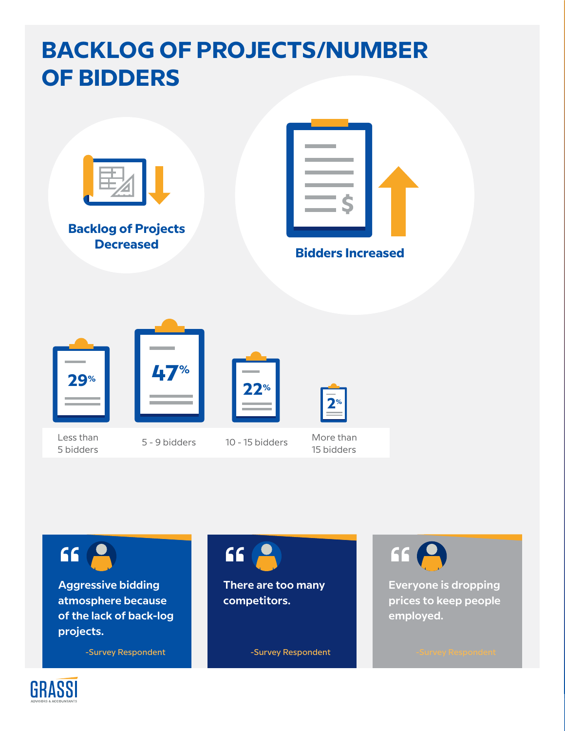# BACKLOG OF PROJECTS/NUMBER OF BIDDERS

**Backlog of Projects Decreased**

**Bidders Increased**

| Less than 5 bidders | 5 - 9 bidders | 10 - 15 bidders | More than 15 bidders |
|---|---|---|---|
| 29% | 47% | 22% | 2% |

> **Aggressive bidding atmosphere because of the lack of back-log projects.**
>
> -Survey Respondent

> **There are too many competitors.**
>
> -Survey Respondent

> **Everyone is dropping prices to keep people employed.**
>
> -Survey Respondent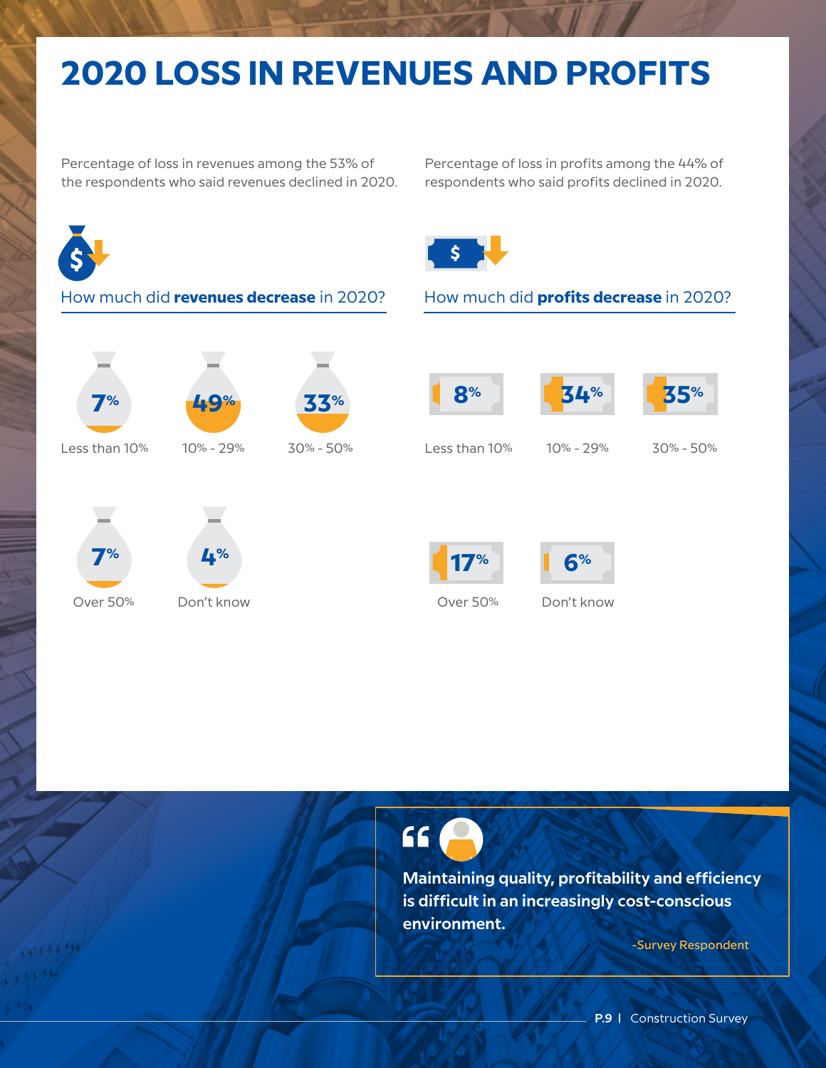# 2020 LOSS IN REVENUES AND PROFITS

Percentage of loss in revenues among the 53% of the respondents who said revenues declined in 2020.

How much did **revenues decrease** in 2020?

| Revenue decrease | Percentage |
|---|---|
| Less than 10% | 7% |
| 10% - 29% | 49% |
| 30% - 50% | 33% |
| Over 50% | 7% |
| Don't know | 4% |

Percentage of loss in profits among the 44% of respondents who said profits declined in 2020.

How much did **profits decrease** in 2020?

| Profit decrease | Percentage |
|---|---|
| Less than 10% | 8% |
| 10% - 29% | 34% |
| 30% - 50% | 35% |
| Over 50% | 17% |
| Don't know | 6% |

> **Maintaining quality, profitability and efficiency is difficult in an increasingly cost-conscious environment.**
>
> -Survey Respondent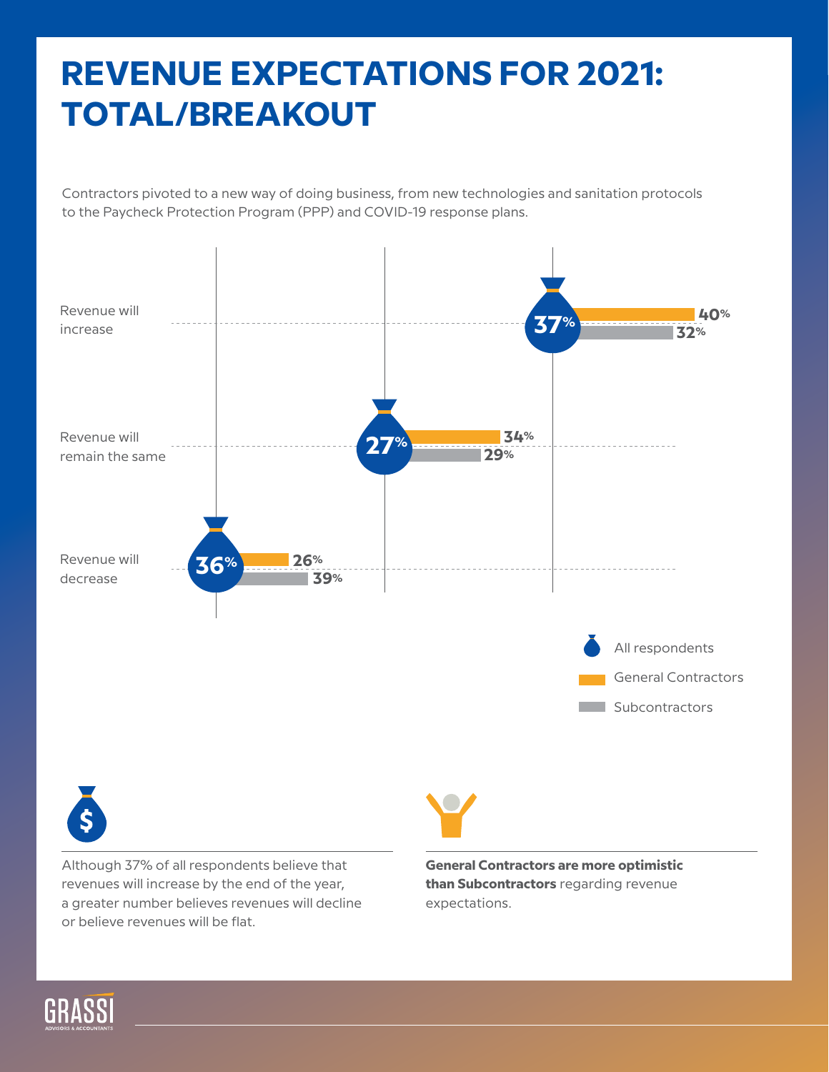# REVENUE EXPECTATIONS FOR 2021: TOTAL/BREAKOUT

Contractors pivoted to a new way of doing business, from new technologies and sanitation protocols to the Paycheck Protection Program (PPP) and COVID-19 response plans.

| | All respondents | General Contractors | Subcontractors |
|---|---|---|---|
| Revenue will increase | 37% | 40% | 32% |
| Revenue will remain the same | 27% | 34% | 29% |
| Revenue will decrease | 36% | 26% | 39% |

Although 37% of all respondents believe that revenues will increase by the end of the year, a greater number believes revenues will decline or believe revenues will be flat.

**General Contractors are more optimistic than Subcontractors** regarding revenue expectations.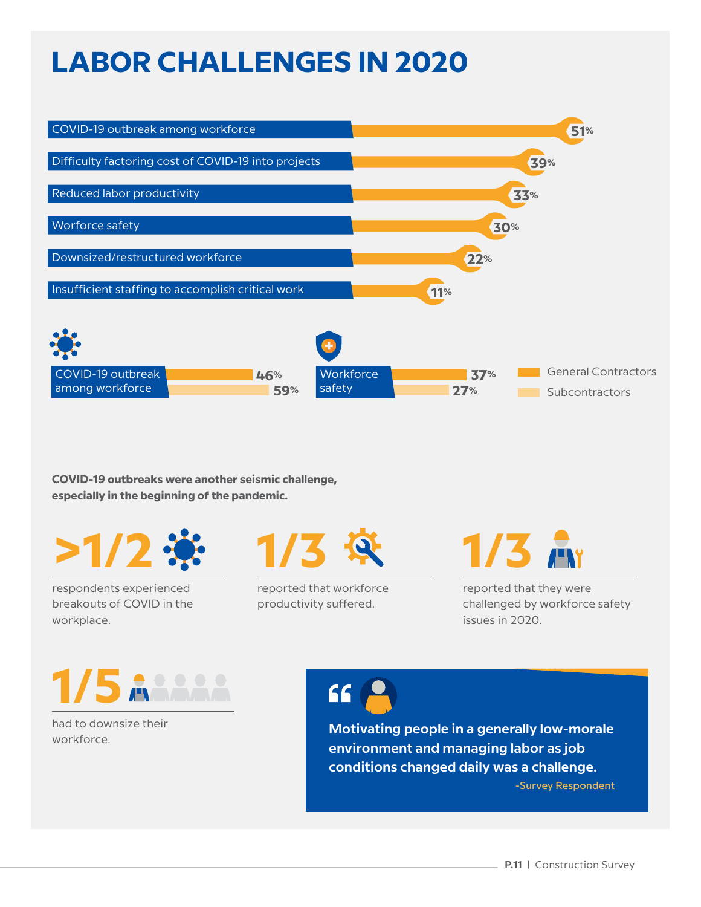# LABOR CHALLENGES IN 2020

| Challenge | % |
|---|---|
| COVID-19 outbreak among workforce | 51% |
| Difficulty factoring cost of COVID-19 into projects | 39% |
| Reduced labor productivity | 33% |
| Worforce safety | 30% |
| Downsized/restructured workforce | 22% |
| Insufficient staffing to accomplish critical work | 11% |

| | General Contractors | Subcontractors |
|---|---|---|
| COVID-19 outbreak among workforce | 46% | 59% |
| Workforce safety | 37% | 27% |

**COVID-19 outbreaks were another seismic challenge, especially in the beginning of the pandemic.**

**>1/2** respondents experienced breakouts of COVID in the workplace.

**1/3** reported that workforce productivity suffered.

**1/3** reported that they were challenged by workforce safety issues in 2020.

**1/5** had to downsize their workforce.

> **Motivating people in a generally low-morale environment and managing labor as job conditions changed daily was a challenge.**
>
> -Survey Respondent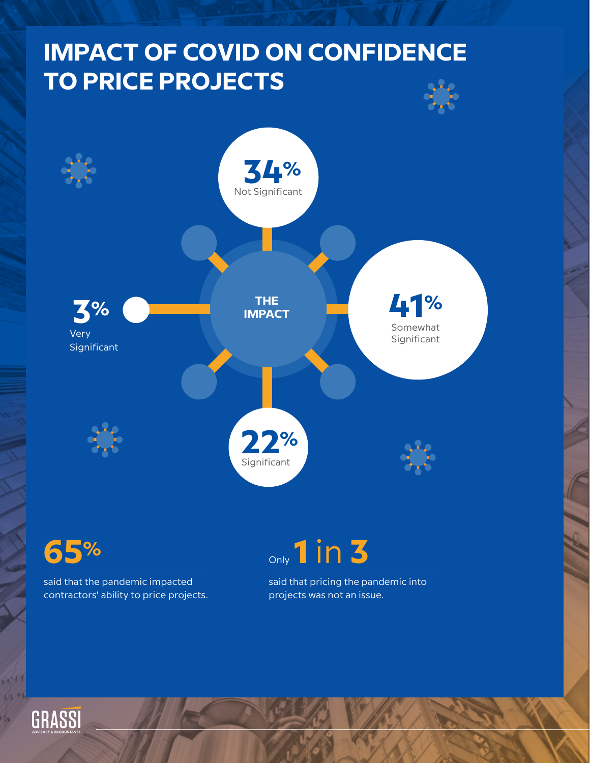# IMPACT OF COVID ON CONFIDENCE TO PRICE PROJECTS

**THE IMPACT**

**34%** Not Significant

**41%** Somewhat Significant

**22%** Significant

**3%** Very Significant

**65%**

said that the pandemic impacted contractors' ability to price projects.

Only **1 in 3**

said that pricing the pandemic into projects was not an issue.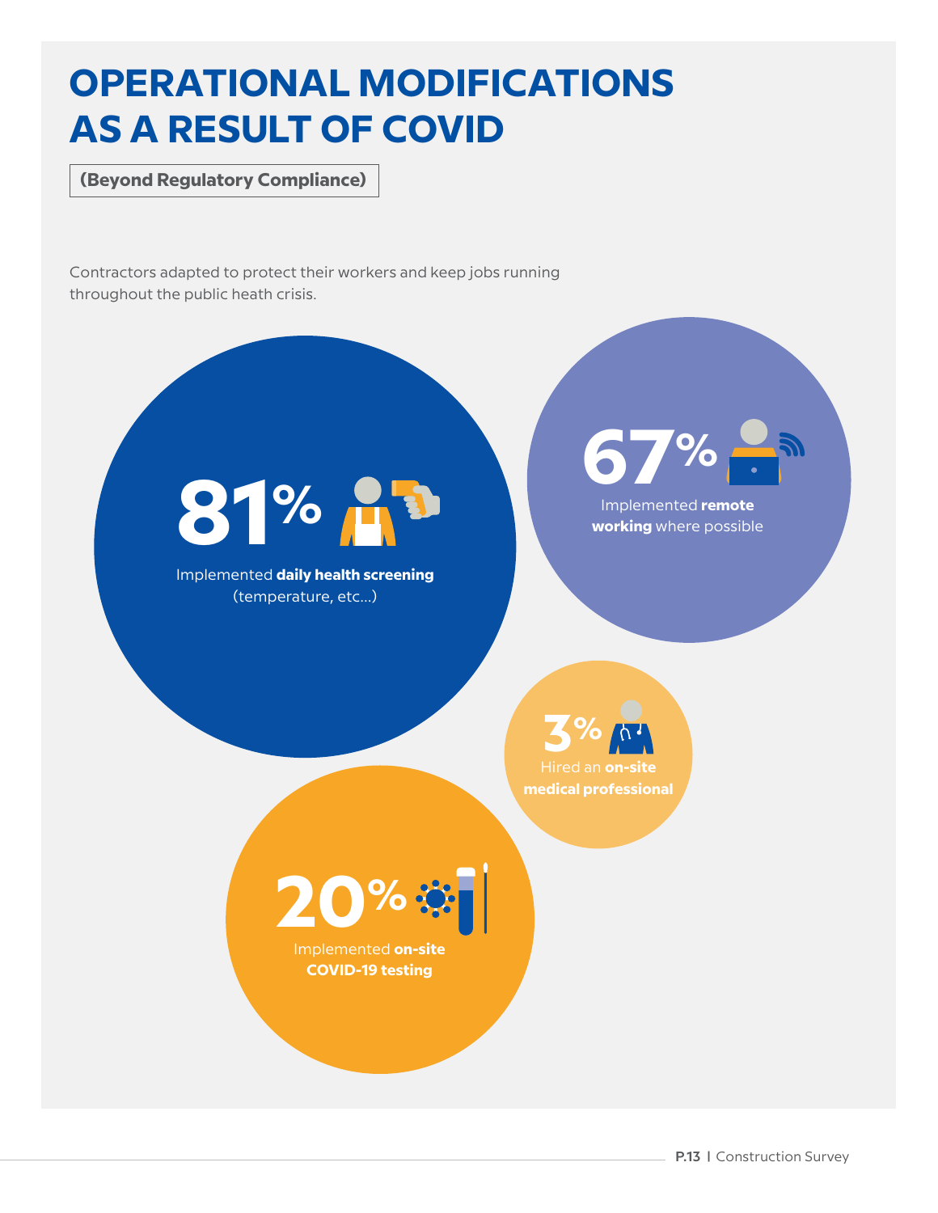# OPERATIONAL MODIFICATIONS AS A RESULT OF COVID

**(Beyond Regulatory Compliance)**

Contractors adapted to protect their workers and keep jobs running throughout the public heath crisis.

**81%**
Implemented **daily health screening** (temperature, etc...)

**67%**
Implemented **remote working** where possible

**3%**
Hired an **on-site medical professional**

**20%**
Implemented **on-site COVID-19 testing**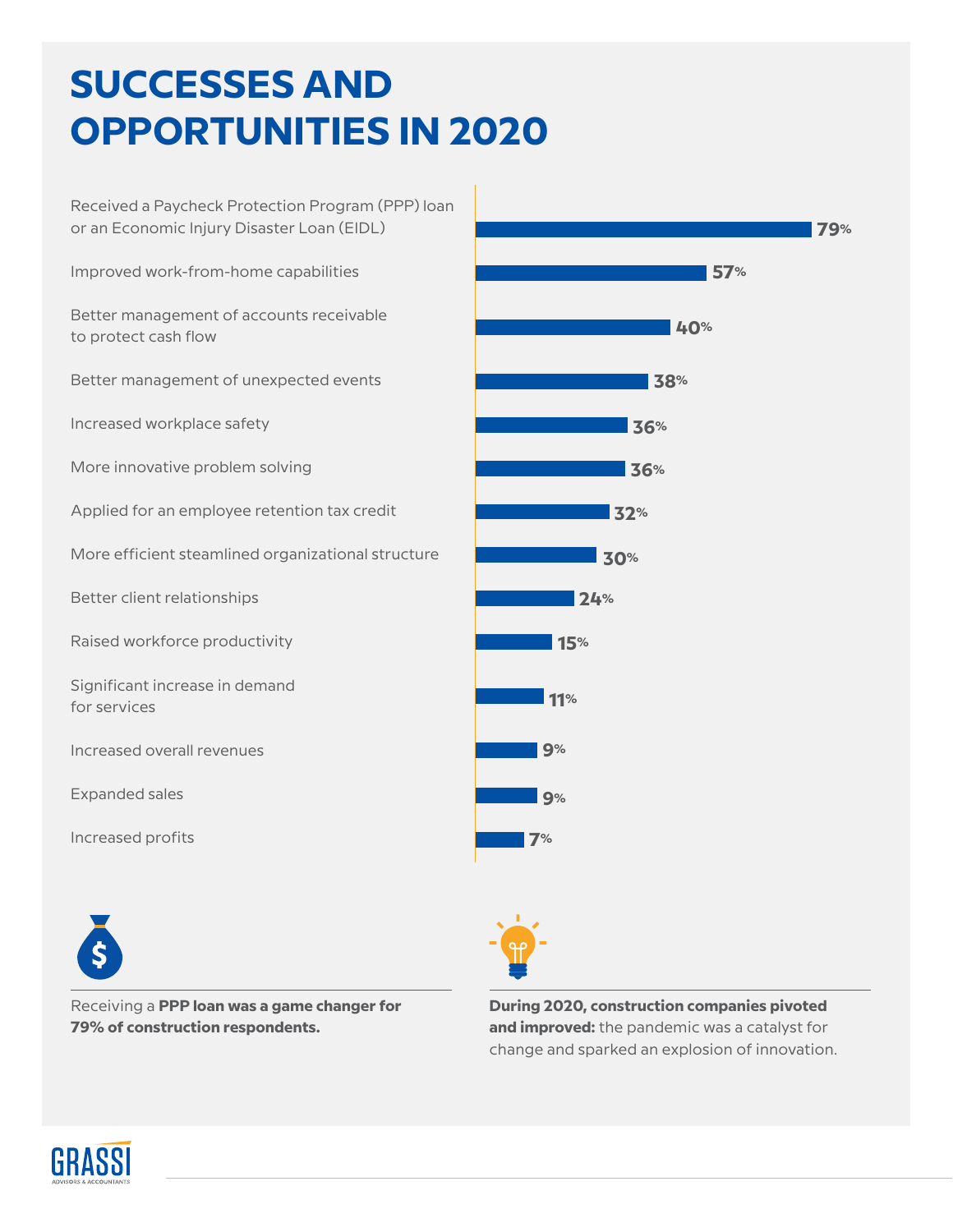# SUCCESSES AND OPPORTUNITIES IN 2020

| Item | Percentage |
| --- | --- |
| Received a Paycheck Protection Program (PPP) loan or an Economic Injury Disaster Loan (EIDL) | 79% |
| Improved work-from-home capabilities | 57% |
| Better management of accounts receivable to protect cash flow | 40% |
| Better management of unexpected events | 38% |
| Increased workplace safety | 36% |
| More innovative problem solving | 36% |
| Applied for an employee retention tax credit | 32% |
| More efficient steamlined organizational structure | 30% |
| Better client relationships | 24% |
| Raised workforce productivity | 15% |
| Significant increase in demand for services | 11% |
| Increased overall revenues | 9% |
| Expanded sales | 9% |
| Increased profits | 7% |

Receiving a **PPP loan was a game changer for 79% of construction respondents.**

**During 2020, construction companies pivoted and improved:** the pandemic was a catalyst for change and sparked an explosion of innovation.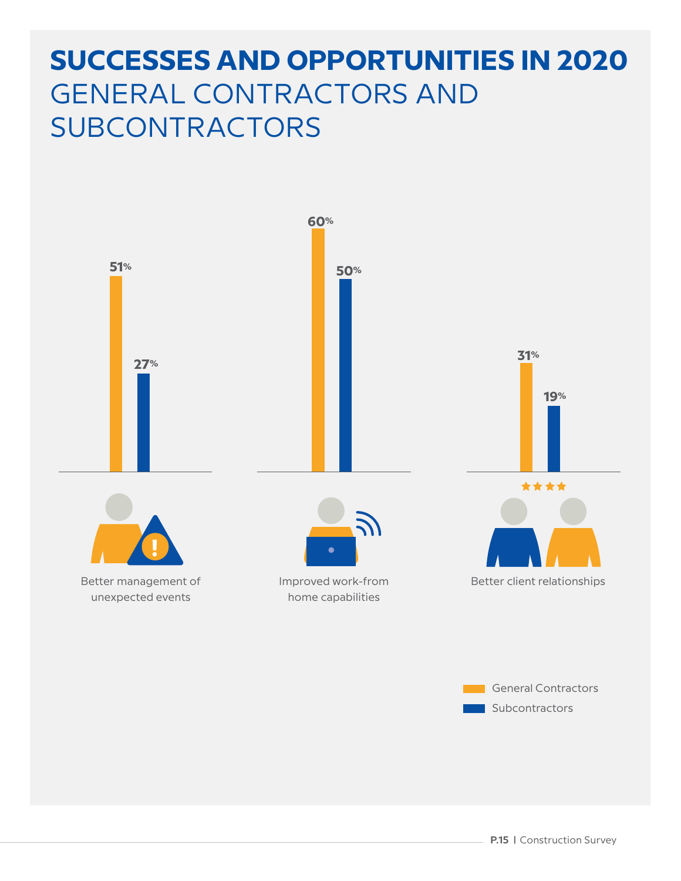# SUCCESSES AND OPPORTUNITIES IN 2020

## GENERAL CONTRACTORS AND SUBCONTRACTORS

| | General Contractors | Subcontractors |
|---|---|---|
| Better management of unexpected events | 51% | 27% |
| Improved work-from home capabilities | 60% | 50% |
| Better client relationships | 31% | 19% |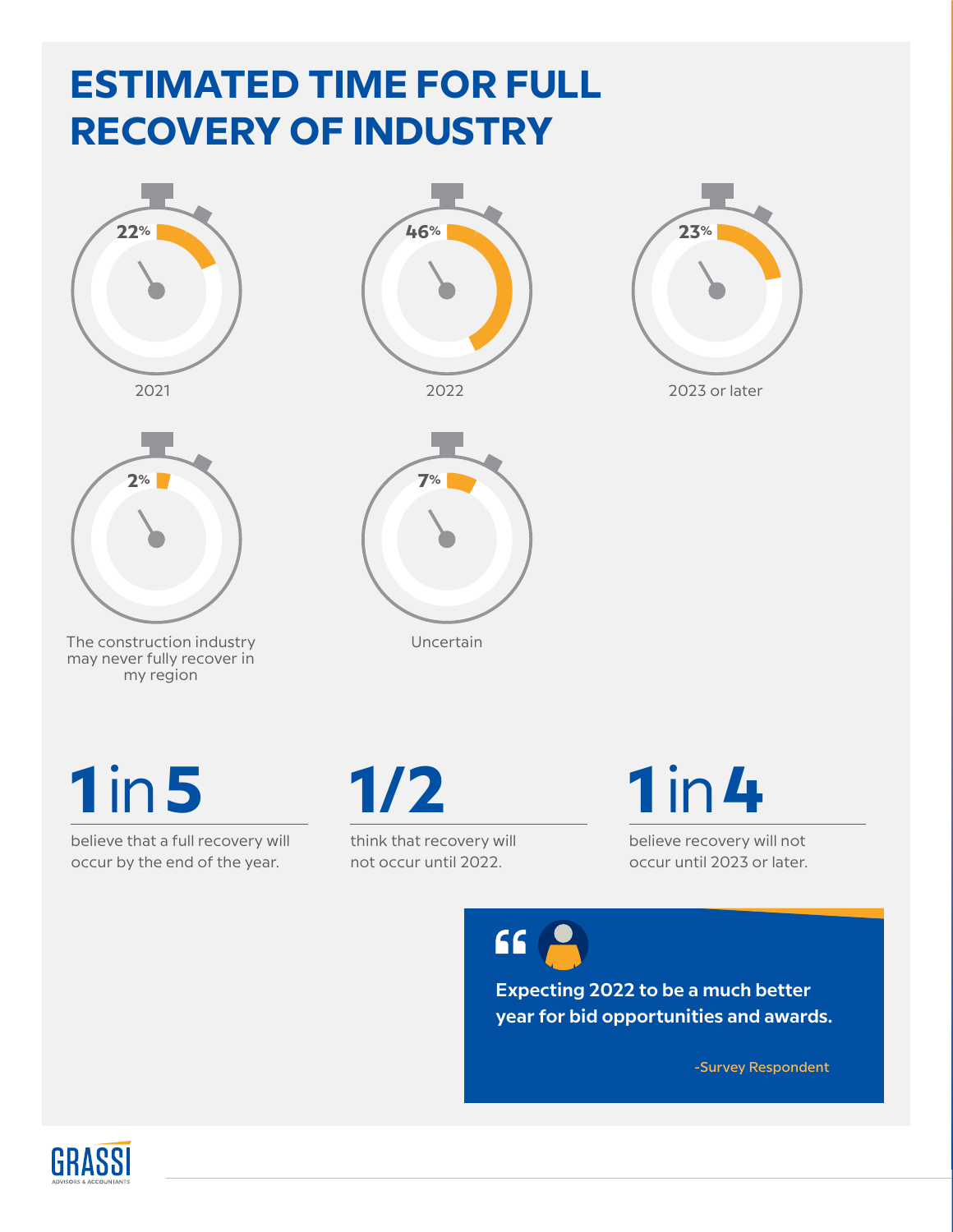# ESTIMATED TIME FOR FULL RECOVERY OF INDUSTRY

22%

2021

46%

2022

23%

2023 or later

2%

The construction industry may never fully recover in my region

7%

Uncertain

**1 in 5**

believe that a full recovery will occur by the end of the year.

**1/2**

think that recovery will not occur until 2022.

**1 in 4**

believe recovery will not occur until 2023 or later.

> **Expecting 2022 to be a much better year for bid opportunities and awards.**
>
> -Survey Respondent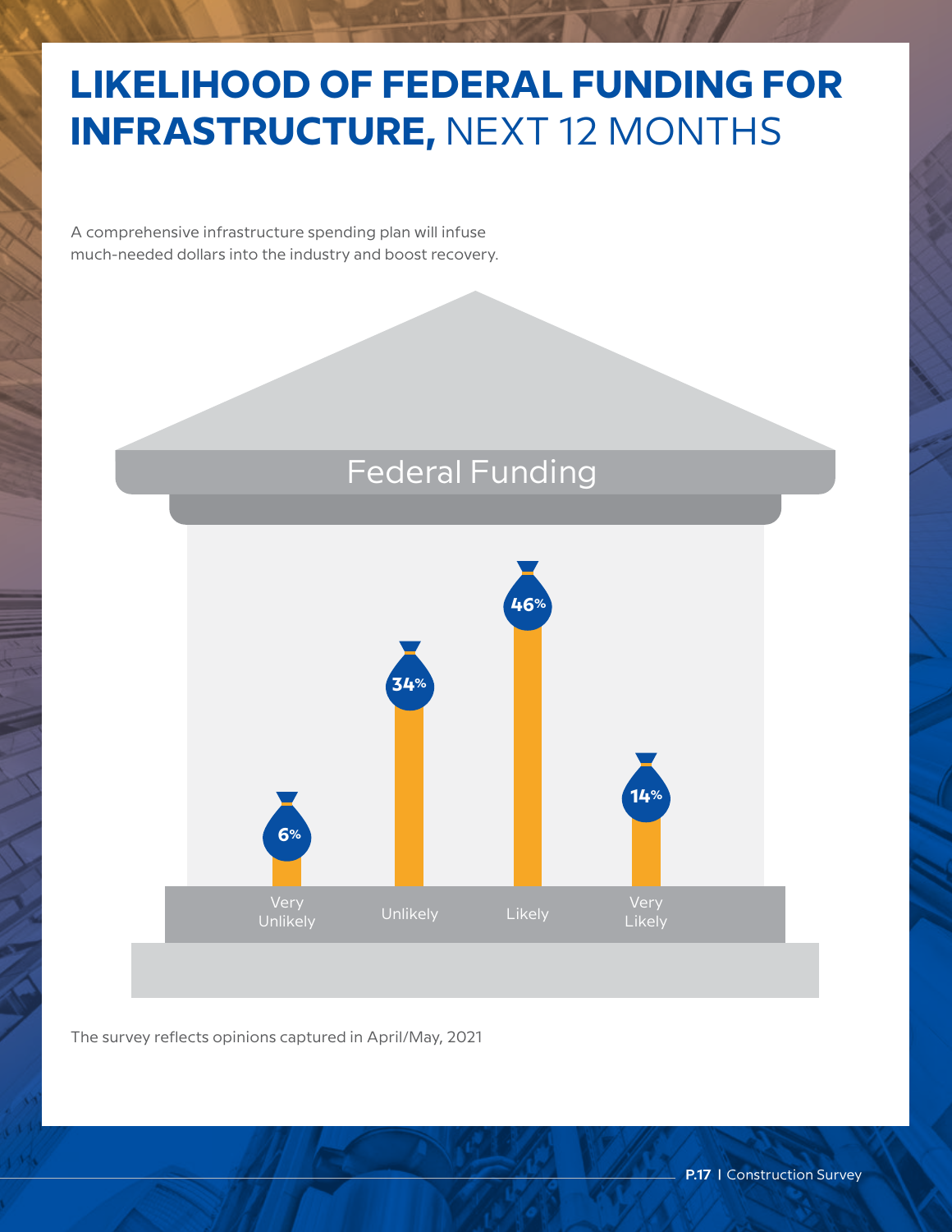# LIKELIHOOD OF FEDERAL FUNDING FOR INFRASTRUCTURE, NEXT 12 MONTHS

A comprehensive infrastructure spending plan will infuse much-needed dollars into the industry and boost recovery.

Federal Funding

| Very Unlikely | Unlikely | Likely | Very Likely |
|---|---|---|---|
| 6% | 34% | 46% | 14% |

The survey reflects opinions captured in April/May, 2021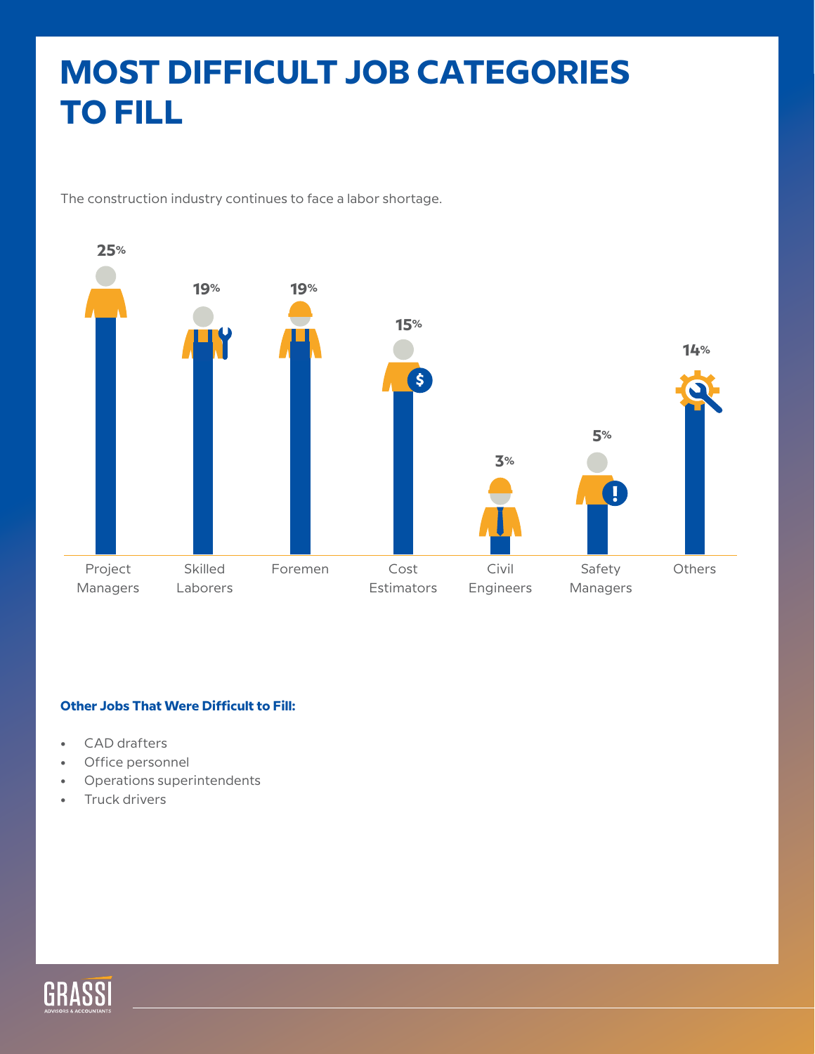# MOST DIFFICULT JOB CATEGORIES TO FILL

The construction industry continues to face a labor shortage.

| Job Category | Percentage |
|---|---|
| Project Managers | 25% |
| Skilled Laborers | 19% |
| Foremen | 19% |
| Cost Estimators | 15% |
| Civil Engineers | 3% |
| Safety Managers | 5% |
| Others | 14% |

**Other Jobs That Were Difficult to Fill:**

- CAD drafters
- Office personnel
- Operations superintendents
- Truck drivers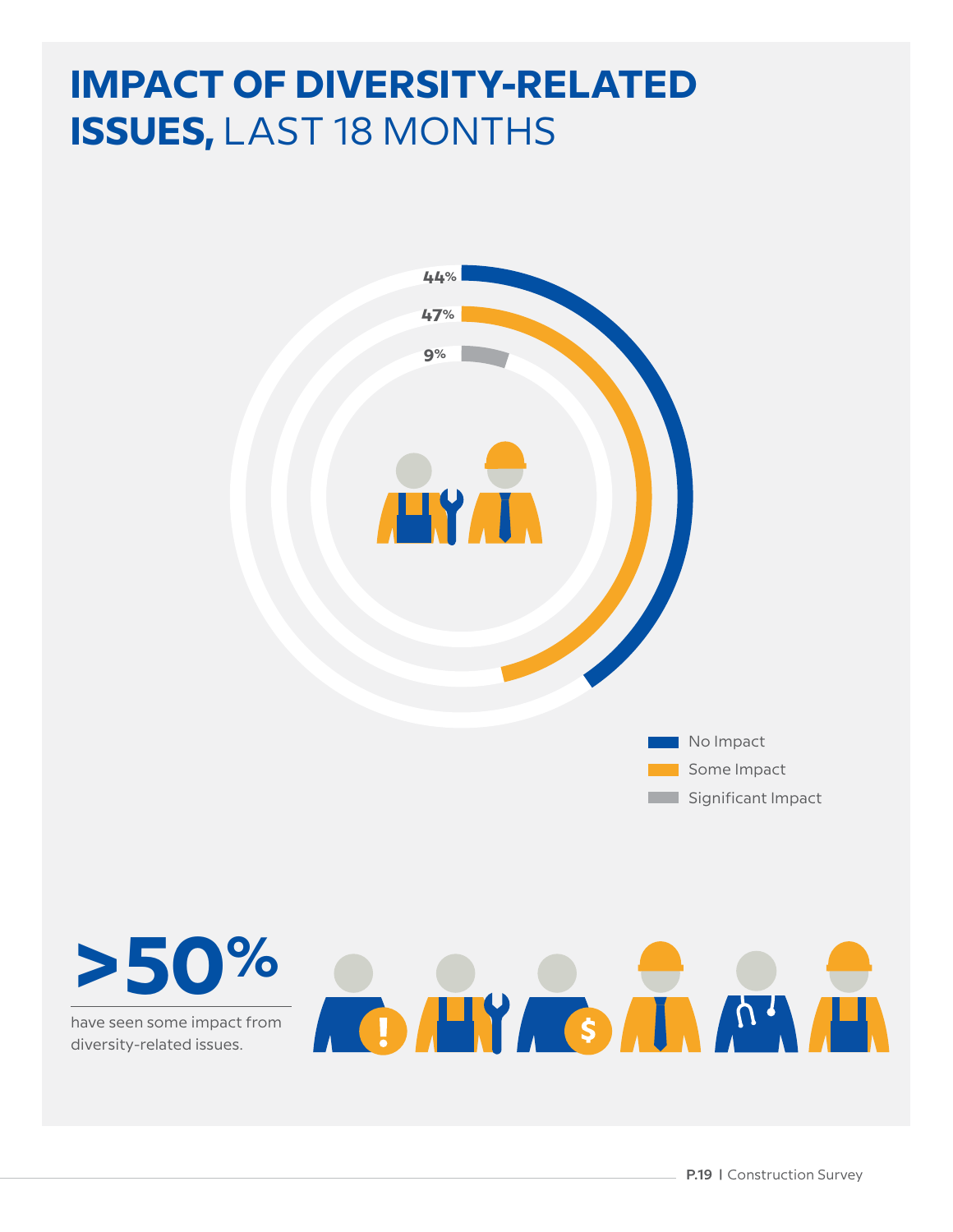# IMPACT OF DIVERSITY-RELATED ISSUES, LAST 18 MONTHS

| Impact | Percentage |
|---|---|
| No Impact | 44% |
| Some Impact | 47% |
| Significant Impact | 9% |

**>50%**

have seen some impact from diversity-related issues.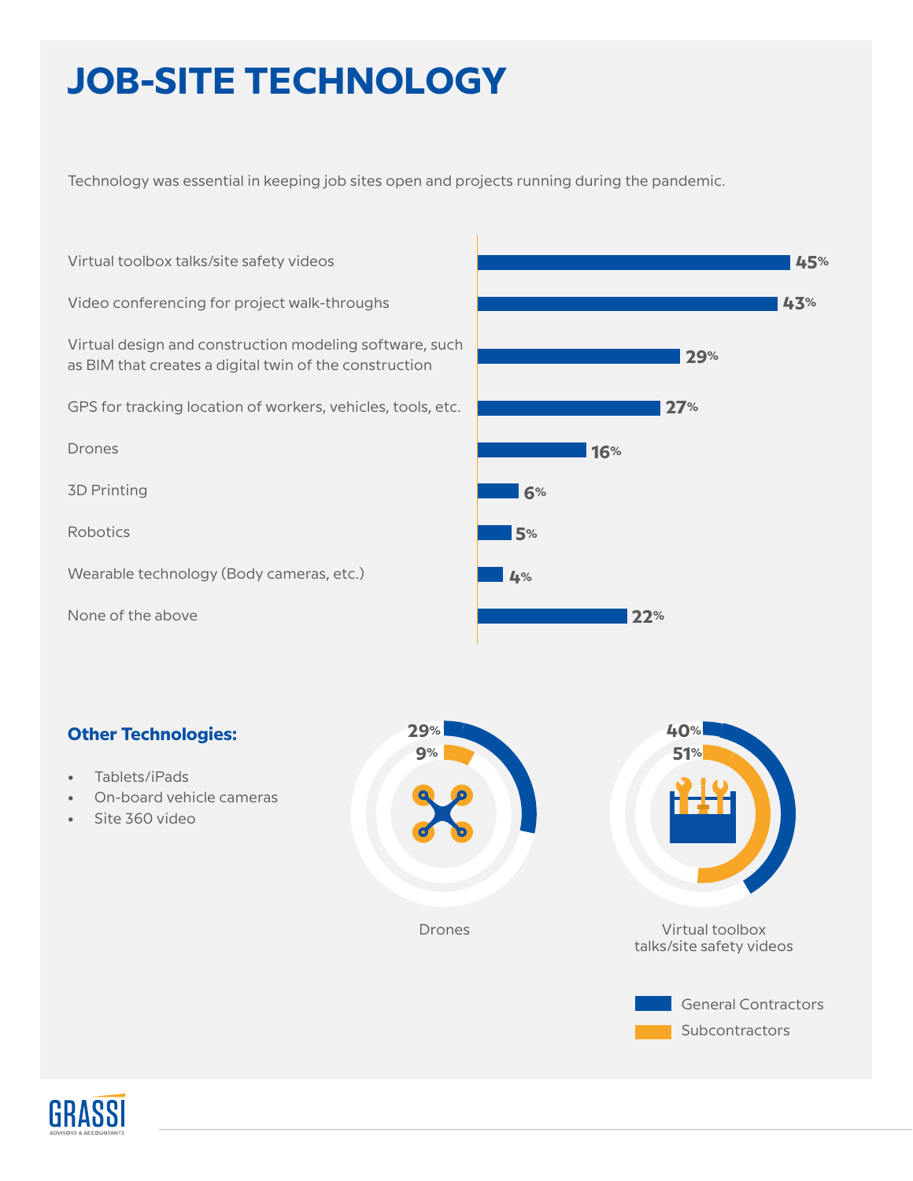# JOB-SITE TECHNOLOGY

Technology was essential in keeping job sites open and projects running during the pandemic.

| Technology | % |
| --- | --- |
| Virtual toolbox talks/site safety videos | 45% |
| Video conferencing for project walk-throughs | 43% |
| Virtual design and construction modeling software, such as BIM that creates a digital twin of the construction | 29% |
| GPS for tracking location of workers, vehicles, tools, etc. | 27% |
| Drones | 16% |
| 3D Printing | 6% |
| Robotics | 5% |
| Wearable technology (Body cameras, etc.) | 4% |
| None of the above | 22% |

**Other Technologies:**

- Tablets/iPads
- On-board vehicle cameras
- Site 360 video

| | General Contractors | Subcontractors |
| --- | --- | --- |
| Drones | 29% | 9% |
| Virtual toolbox talks/site safety videos | 40% | 51% |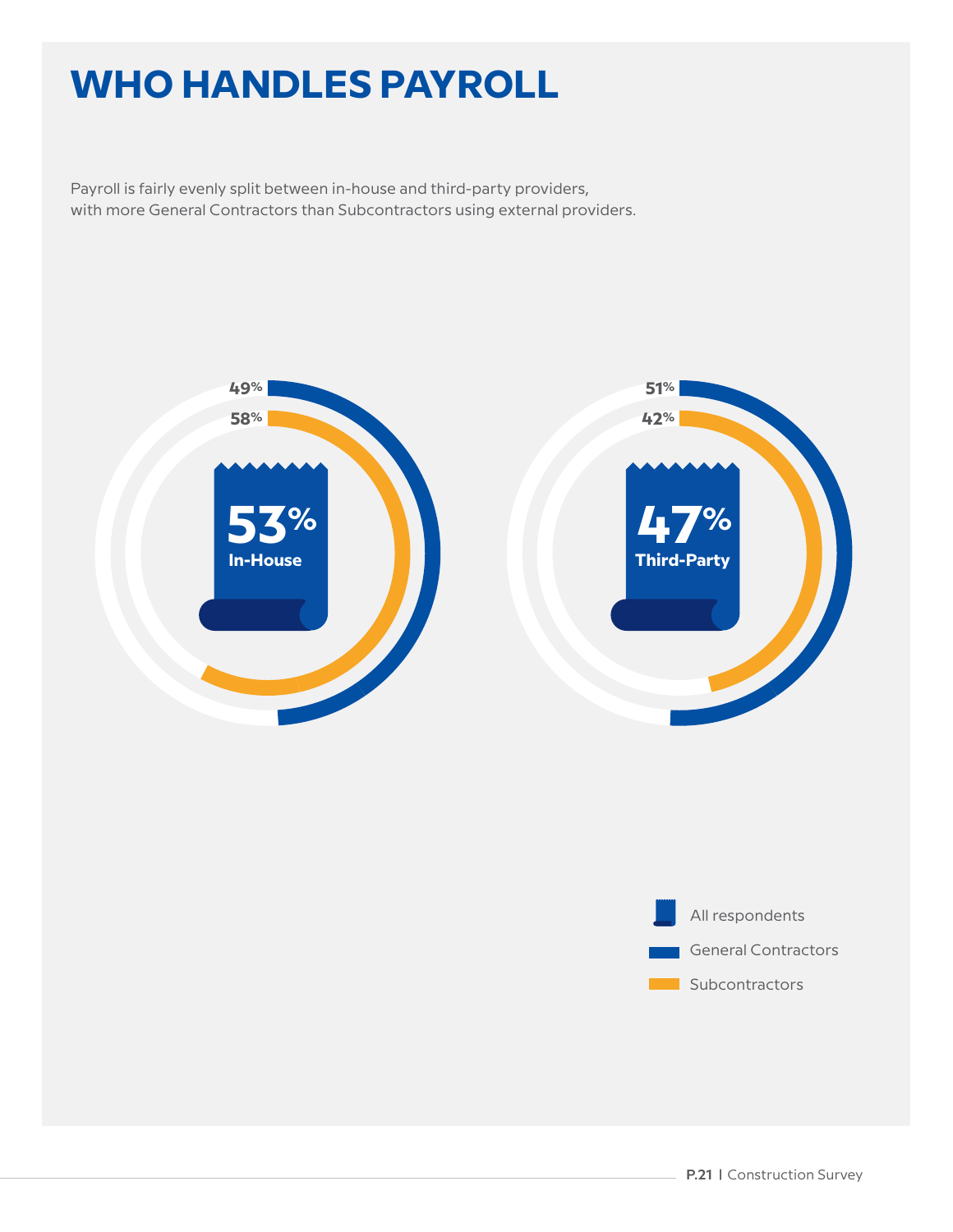# WHO HANDLES PAYROLL

Payroll is fairly evenly split between in-house and third-party providers, with more General Contractors than Subcontractors using external providers.

**53%** In-House

- 49% (General Contractors)
- 58% (Subcontractors)

**47%** Third-Party

- 51% (General Contractors)
- 42% (Subcontractors)

All respondents

General Contractors

Subcontractors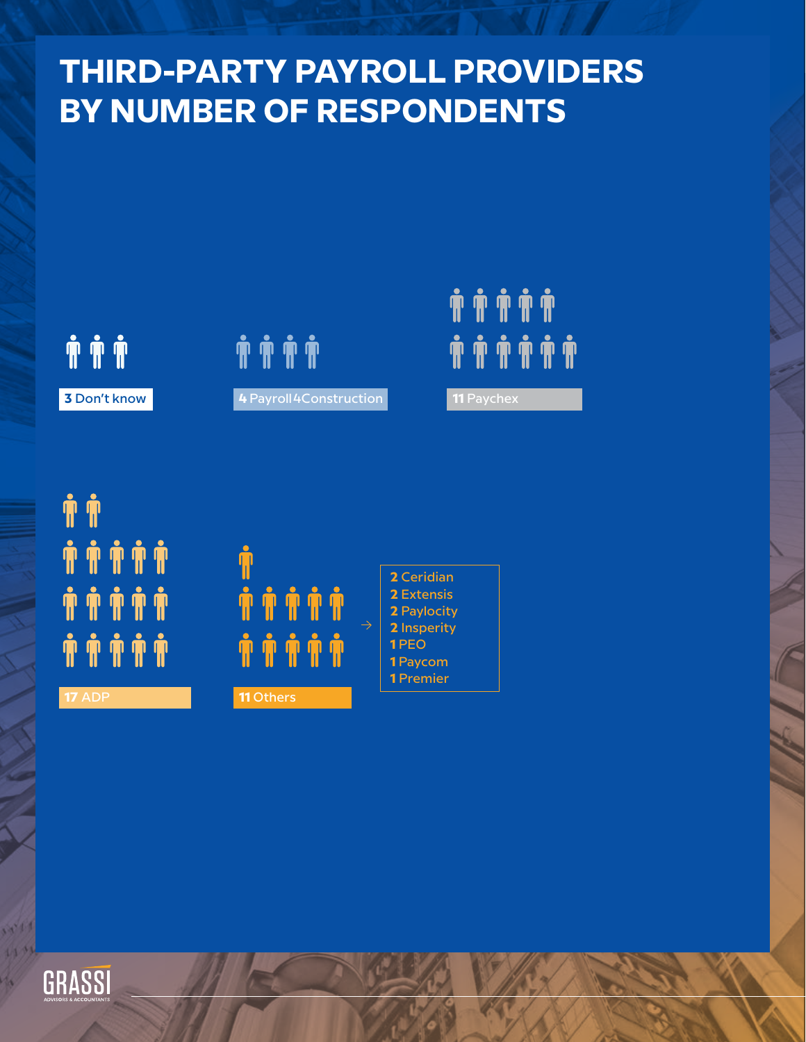# THIRD-PARTY PAYROLL PROVIDERS BY NUMBER OF RESPONDENTS

**3** Don't know

**4** Payroll4Construction

**11** Paychex

**17** ADP

**11** Others

- **2** Ceridian
- **2** Extensis
- **2** Paylocity
- **2** Insperity
- **1** PEO
- **1** Paycom
- **1** Premier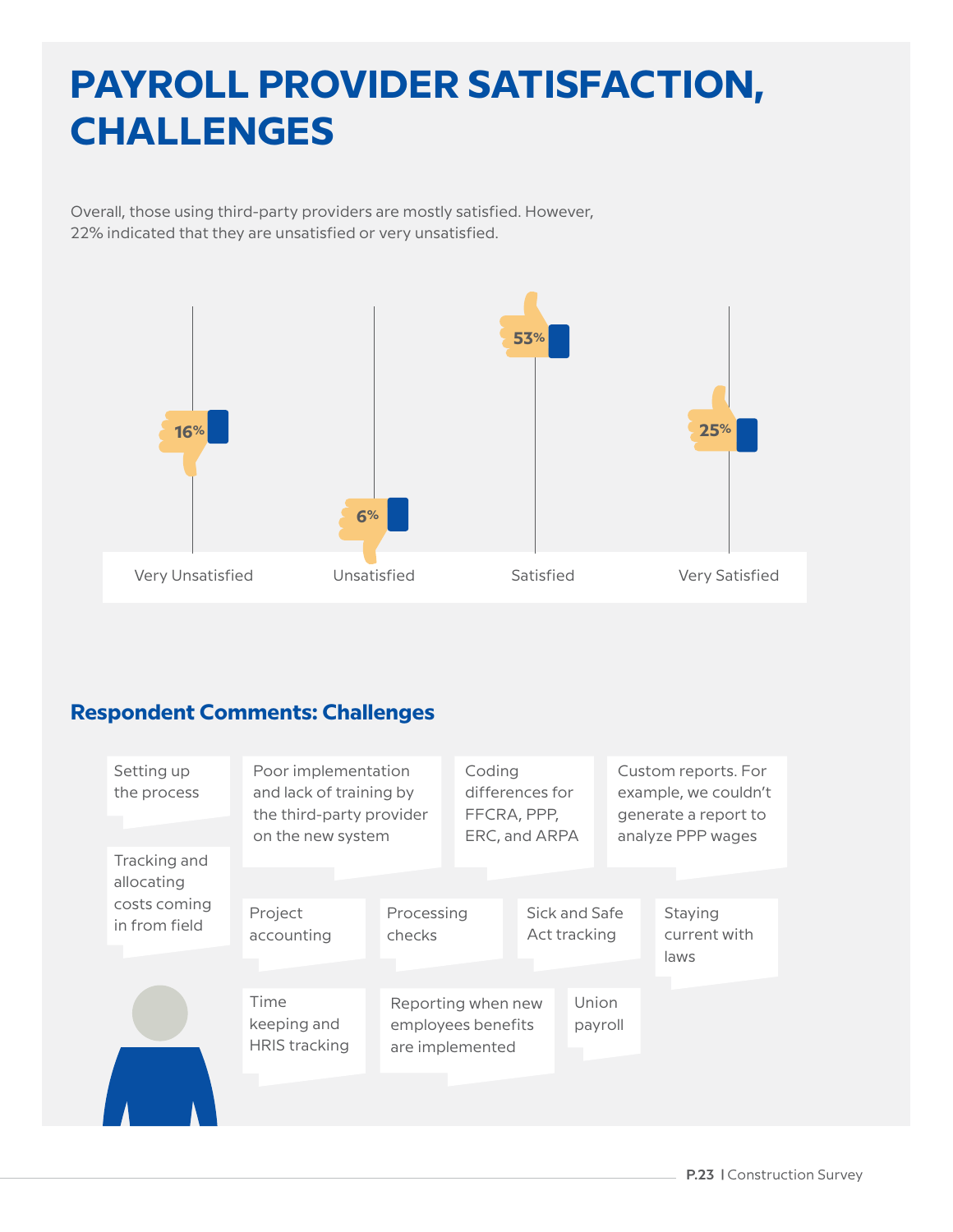# PAYROLL PROVIDER SATISFACTION, CHALLENGES

Overall, those using third-party providers are mostly satisfied. However, 22% indicated that they are unsatisfied or very unsatisfied.

| Very Unsatisfied | Unsatisfied | Satisfied | Very Satisfied |
|---|---|---|---|
| 16% | 6% | 53% | 25% |

### Respondent Comments: Challenges

- Setting up the process
- Poor implementation and lack of training by the third-party provider on the new system
- Coding differences for FFCRA, PPP, ERC, and ARPA
- Custom reports. For example, we couldn't generate a report to analyze PPP wages
- Tracking and allocating costs coming in from field
- Project accounting
- Processing checks
- Sick and Safe Act tracking
- Staying current with laws
- Time keeping and HRIS tracking
- Reporting when new employees benefits are implemented
- Union payroll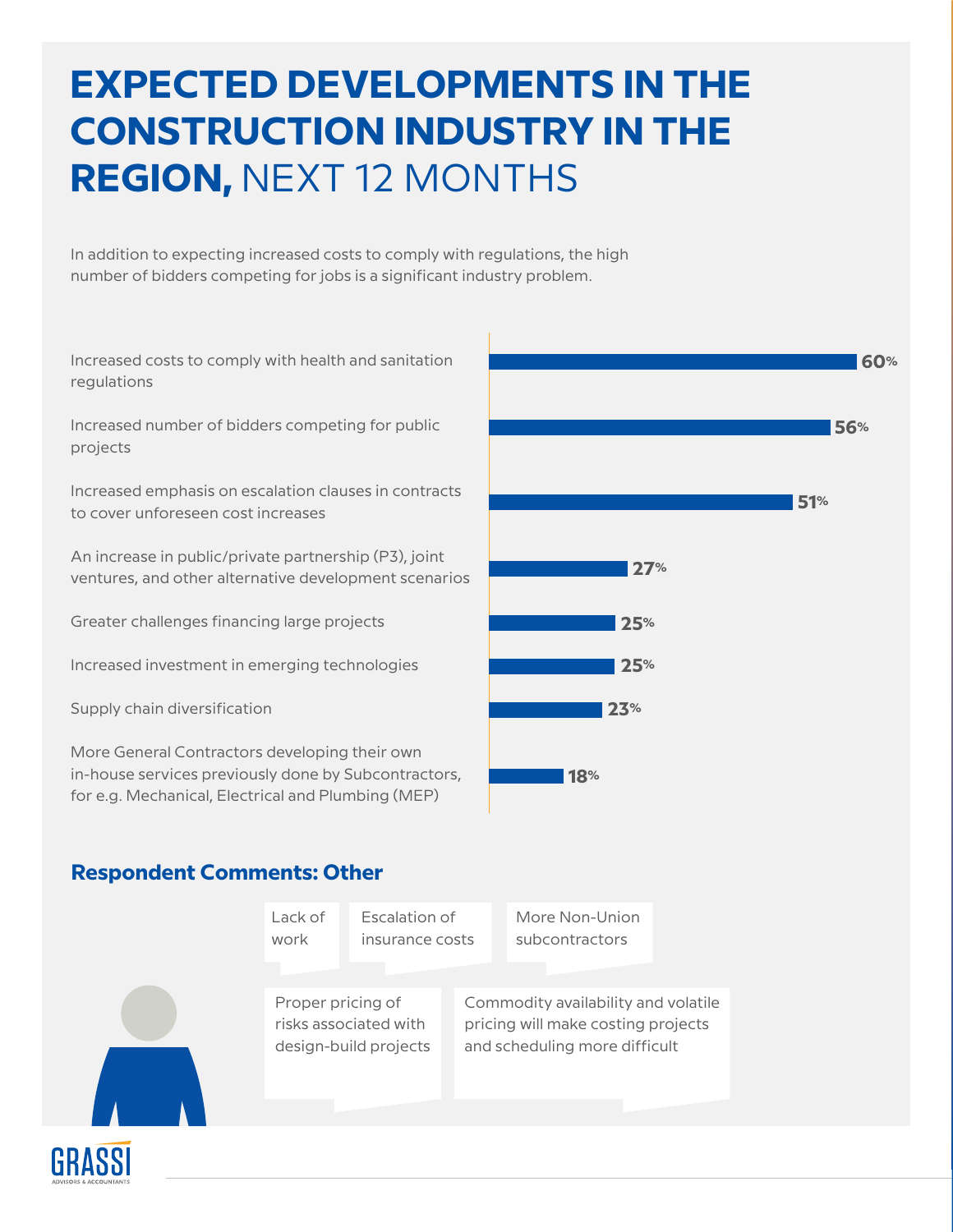# EXPECTED DEVELOPMENTS IN THE CONSTRUCTION INDUSTRY IN THE REGION, NEXT 12 MONTHS

In addition to expecting increased costs to comply with regulations, the high number of bidders competing for jobs is a significant industry problem.

| Development | % |
|---|---|
| Increased costs to comply with health and sanitation regulations | 60% |
| Increased number of bidders competing for public projects | 56% |
| Increased emphasis on escalation clauses in contracts to cover unforeseen cost increases | 51% |
| An increase in public/private partnership (P3), joint ventures, and other alternative development scenarios | 27% |
| Greater challenges financing large projects | 25% |
| Increased investment in emerging technologies | 25% |
| Supply chain diversification | 23% |
| More General Contractors developing their own in-house services previously done by Subcontractors, for e.g. Mechanical, Electrical and Plumbing (MEP) | 18% |

## Respondent Comments: Other

- Lack of work
- Escalation of insurance costs
- More Non-Union subcontractors
- Proper pricing of risks associated with design-build projects
- Commodity availability and volatile pricing will make costing projects and scheduling more difficult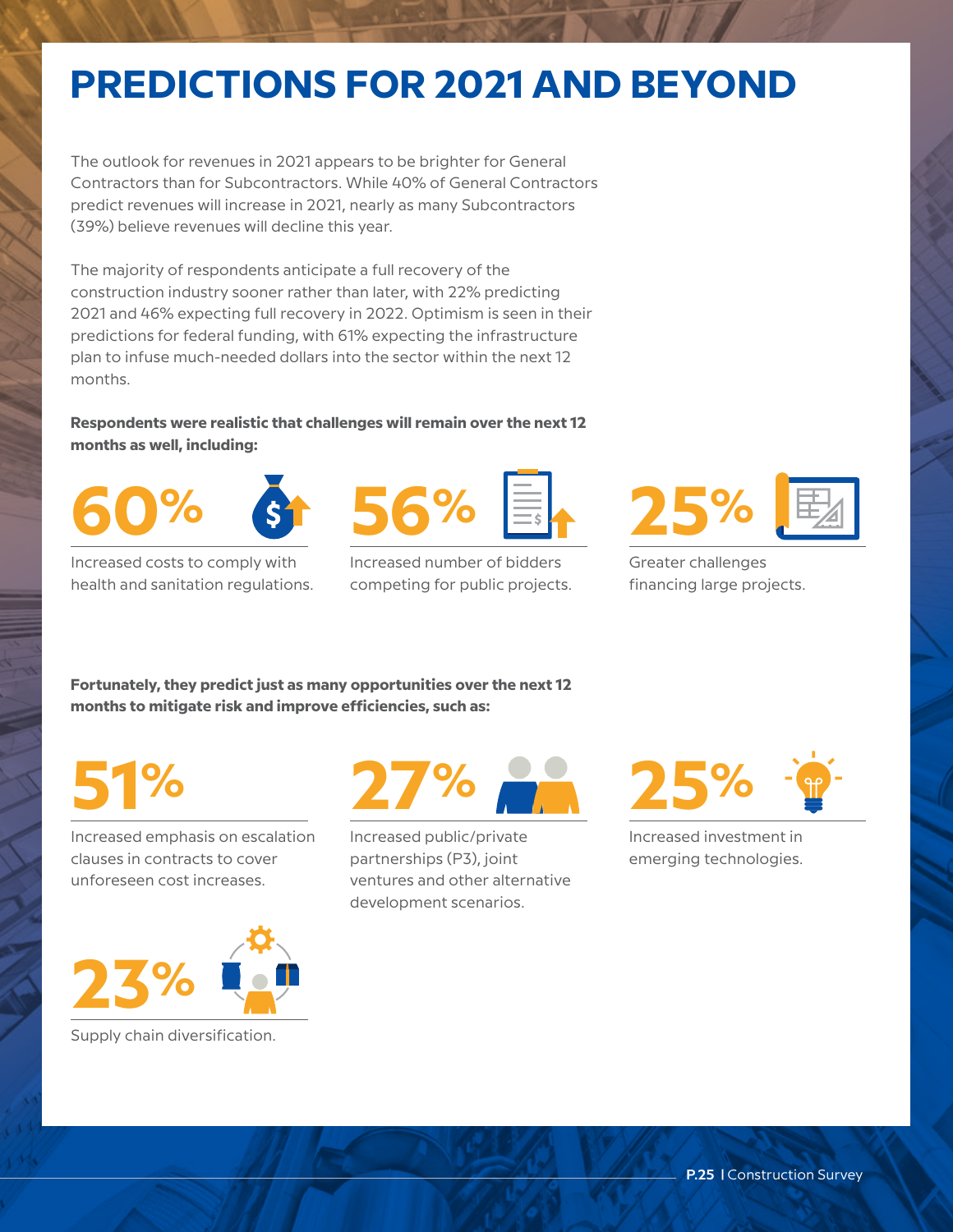# PREDICTIONS FOR 2021 AND BEYOND

The outlook for revenues in 2021 appears to be brighter for General Contractors than for Subcontractors. While 40% of General Contractors predict revenues will increase in 2021, nearly as many Subcontractors (39%) believe revenues will decline this year.

The majority of respondents anticipate a full recovery of the construction industry sooner rather than later, with 22% predicting 2021 and 46% expecting full recovery in 2022. Optimism is seen in their predictions for federal funding, with 61% expecting the infrastructure plan to infuse much-needed dollars into the sector within the next 12 months.

**Respondents were realistic that challenges will remain over the next 12 months as well, including:**

**60%**

Increased costs to comply with health and sanitation regulations.

**56%**

Increased number of bidders competing for public projects.

**25%**

Greater challenges financing large projects.

**Fortunately, they predict just as many opportunities over the next 12 months to mitigate risk and improve efficiencies, such as:**

**51%**

Increased emphasis on escalation clauses in contracts to cover unforeseen cost increases.

**27%**

Increased public/private partnerships (P3), joint ventures and other alternative development scenarios.

**25%**

Increased investment in emerging technologies.

**23%**

Supply chain diversification.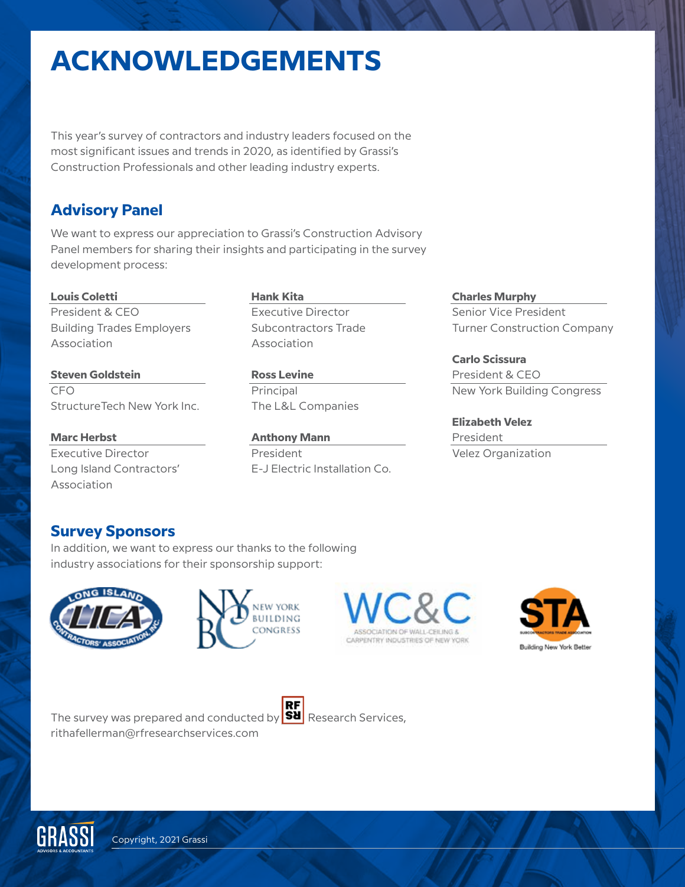# ACKNOWLEDGEMENTS

This year's survey of contractors and industry leaders focused on the most significant issues and trends in 2020, as identified by Grassi's Construction Professionals and other leading industry experts.

## Advisory Panel

We want to express our appreciation to Grassi's Construction Advisory Panel members for sharing their insights and participating in the survey development process:

**Louis Coletti**
President & CEO
Building Trades Employers Association

**Steven Goldstein**
CFO
StructureTech New York Inc.

**Marc Herbst**
Executive Director
Long Island Contractors' Association

**Hank Kita**
Executive Director
Subcontractors Trade Association

**Ross Levine**
Principal
The L&L Companies

**Anthony Mann**
President
E-J Electric Installation Co.

**Charles Murphy**
Senior Vice President
Turner Construction Company

**Carlo Scissura**
President & CEO
New York Building Congress

**Elizabeth Velez**
President
Velez Organization

## Survey Sponsors

In addition, we want to express our thanks to the following industry associations for their sponsorship support:

Long Island Contractors' Association, Inc. (LICA) | New York Building Congress | WC&C Association of Wall-Ceiling & Carpentry Industries of New York | STA Subcontractors Trade Association – Building New York Better

The survey was prepared and conducted by RF Research Services, rithafellerman@rfresearchservices.com

Copyright, 2021 Grassi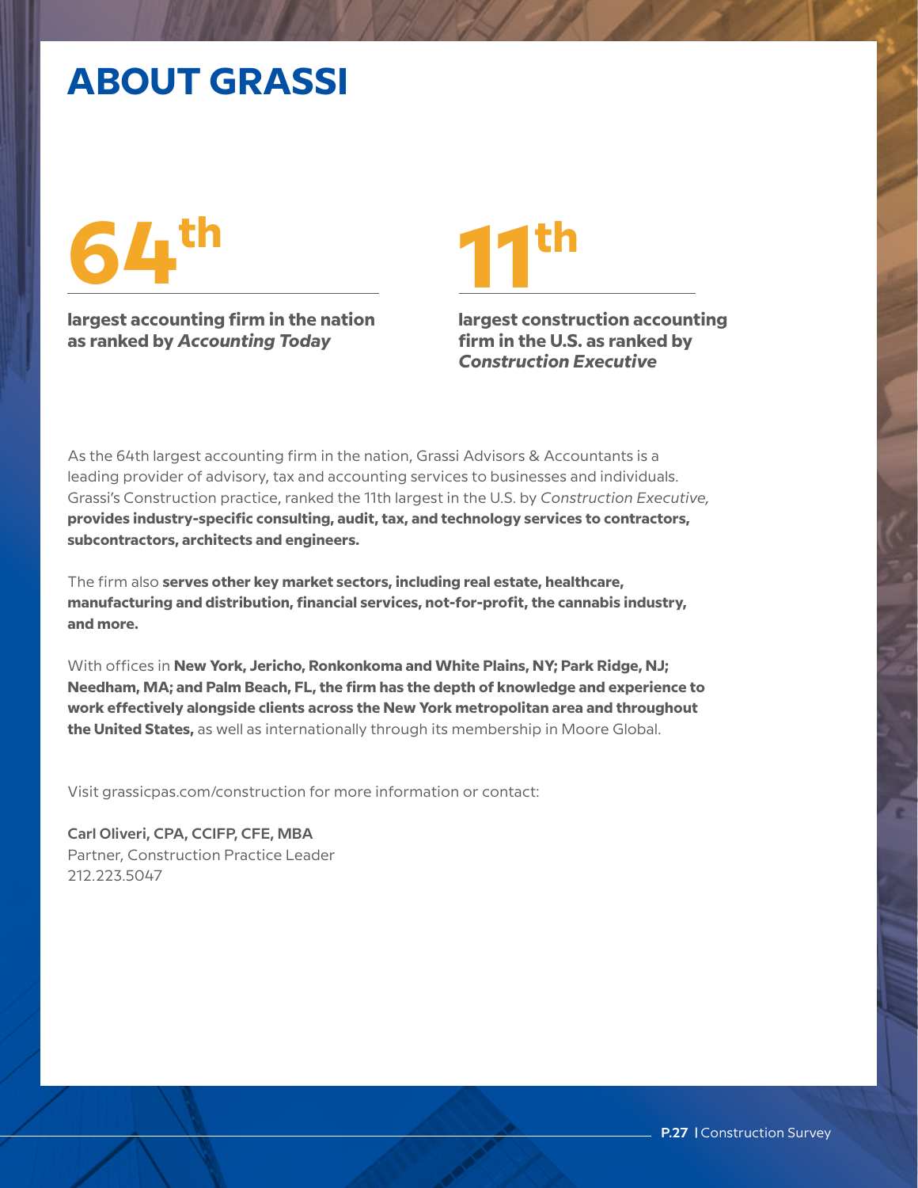# ABOUT GRASSI

**64th**

**largest accounting firm in the nation as ranked by *Accounting Today***

**11th**

**largest construction accounting firm in the U.S. as ranked by *Construction Executive***

As the 64th largest accounting firm in the nation, Grassi Advisors & Accountants is a leading provider of advisory, tax and accounting services to businesses and individuals. Grassi's Construction practice, ranked the 11th largest in the U.S. by *Construction Executive,* **provides industry-specific consulting, audit, tax, and technology services to contractors, subcontractors, architects and engineers.**

The firm also **serves other key market sectors, including real estate, healthcare, manufacturing and distribution, financial services, not-for-profit, the cannabis industry, and more.**

With offices in **New York, Jericho, Ronkonkoma and White Plains, NY; Park Ridge, NJ; Needham, MA; and Palm Beach, FL, the firm has the depth of knowledge and experience to work effectively alongside clients across the New York metropolitan area and throughout the United States,** as well as internationally through its membership in Moore Global.

Visit grassicpas.com/construction for more information or contact:

**Carl Oliveri, CPA, CCIFP, CFE, MBA**
Partner, Construction Practice Leader
212.223.5047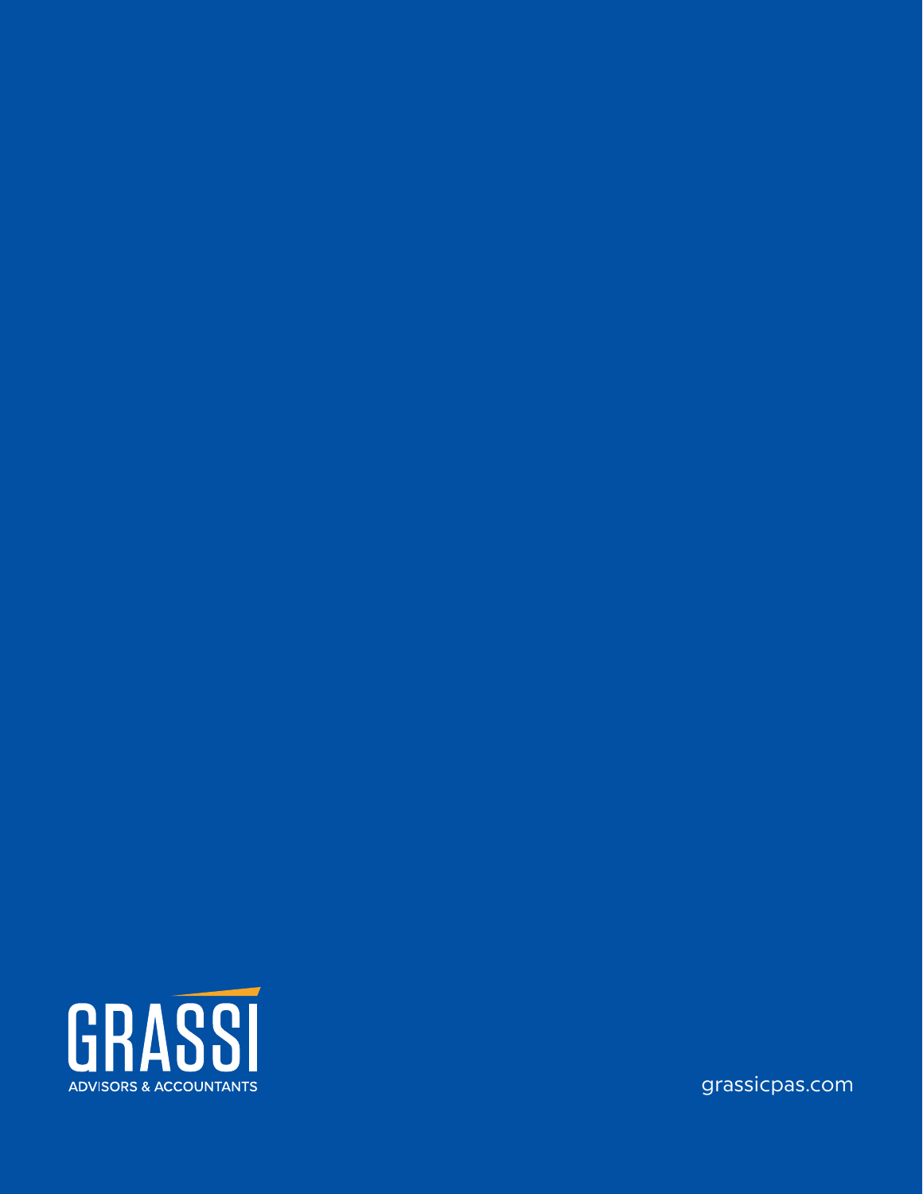GRASSI

ADVISORS & ACCOUNTANTS

grassicpas.com